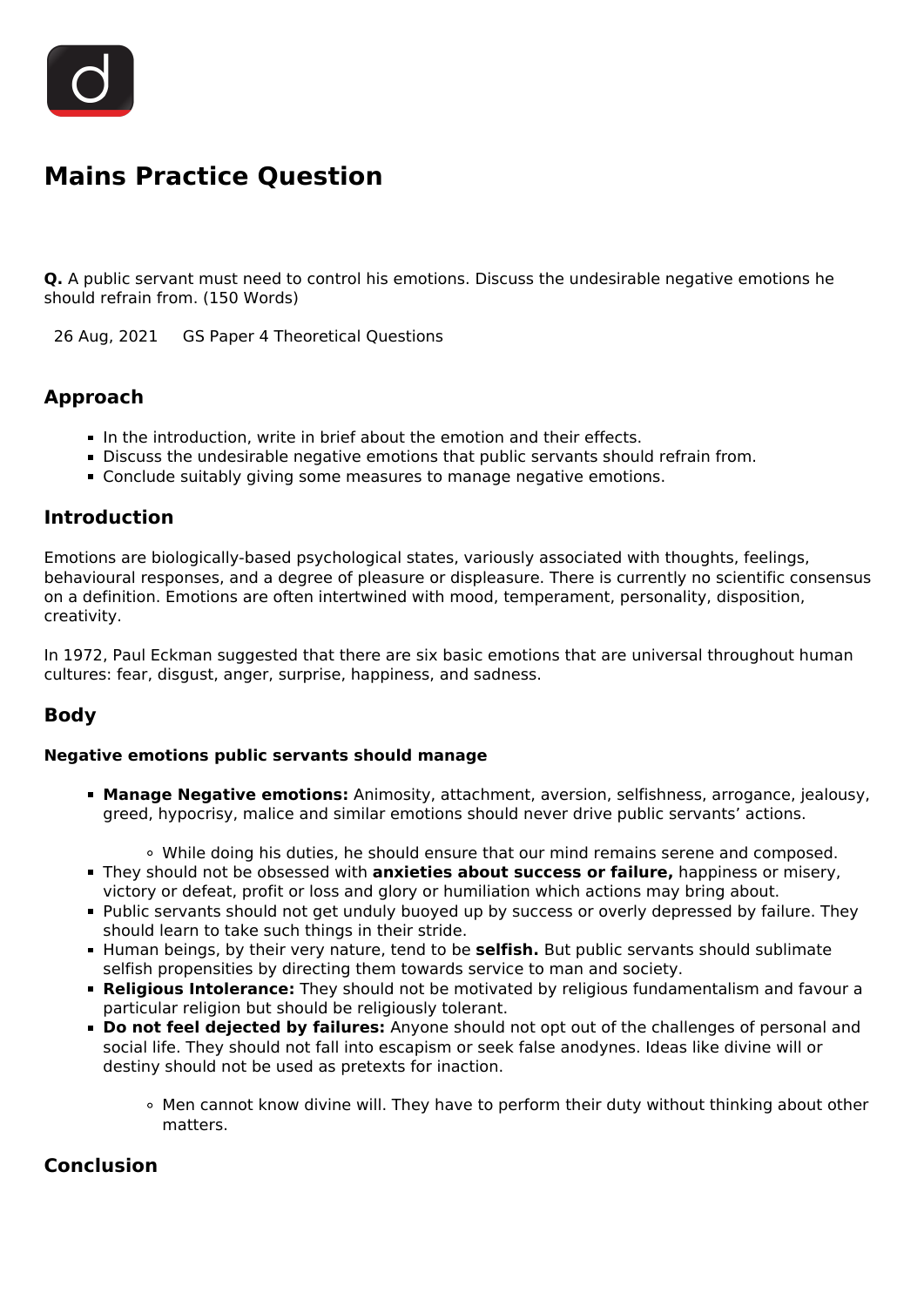# Mains Practice Question

**Q.** A public servant must need to control his emotions. Discuss the undesirable negative emotions he should refrain from. (150 Words)

26 Aug, 2021 GS Paper 4 Theoretical Questions

## Approach

- In the introduction, write in brief about the emotion and their effects.
- Discuss the undesirable negative emotions that public servants should refrain from.
- Conclude suitably giving some measures to manage negative emotions.

## Introduction

Emotions are biologically-based psychological states, variously associated with thoughts, feelings, behavioural responses, and a degree of pleasure or displeasure. There is currently no scientific consensus on a definition. Emotions are often intertwined with mood, temperament, personality, disposition, creativity.

In 1972, Paul Eckman suggested that there are six basic emotions that are universal throughout human cultures: fear, disgust, anger, surprise, happiness, and sadness.

## Body

**Negative emotions public servants should manage**

- **Manage Negative emotions:** Animosity, attachment, aversion, selfishness, arrogance, jealousy, greed, hypocrisy, malice and similar emotions should never drive public servants' actions.
  - While doing his duties, he should ensure that our mind remains serene and composed.
- They should not be obsessed with **anxieties about success or failure,** happiness or misery, victory or defeat, profit or loss and glory or humiliation which actions may bring about.
- Public servants should not get unduly buoyed up by success or overly depressed by failure. They should learn to take such things in their stride.
- Human beings, by their very nature, tend to be **selfish.** But public servants should sublimate selfish propensities by directing them towards service to man and society.
- **Religious Intolerance:** They should not be motivated by religious fundamentalism and favour a particular religion but should be religiously tolerant.
- **Do not feel dejected by failures:** Anyone should not opt out of the challenges of personal and social life. They should not fall into escapism or seek false anodynes. Ideas like divine will or destiny should not be used as pretexts for inaction.
  - Men cannot know divine will. They have to perform their duty without thinking about other matters.

## Conclusion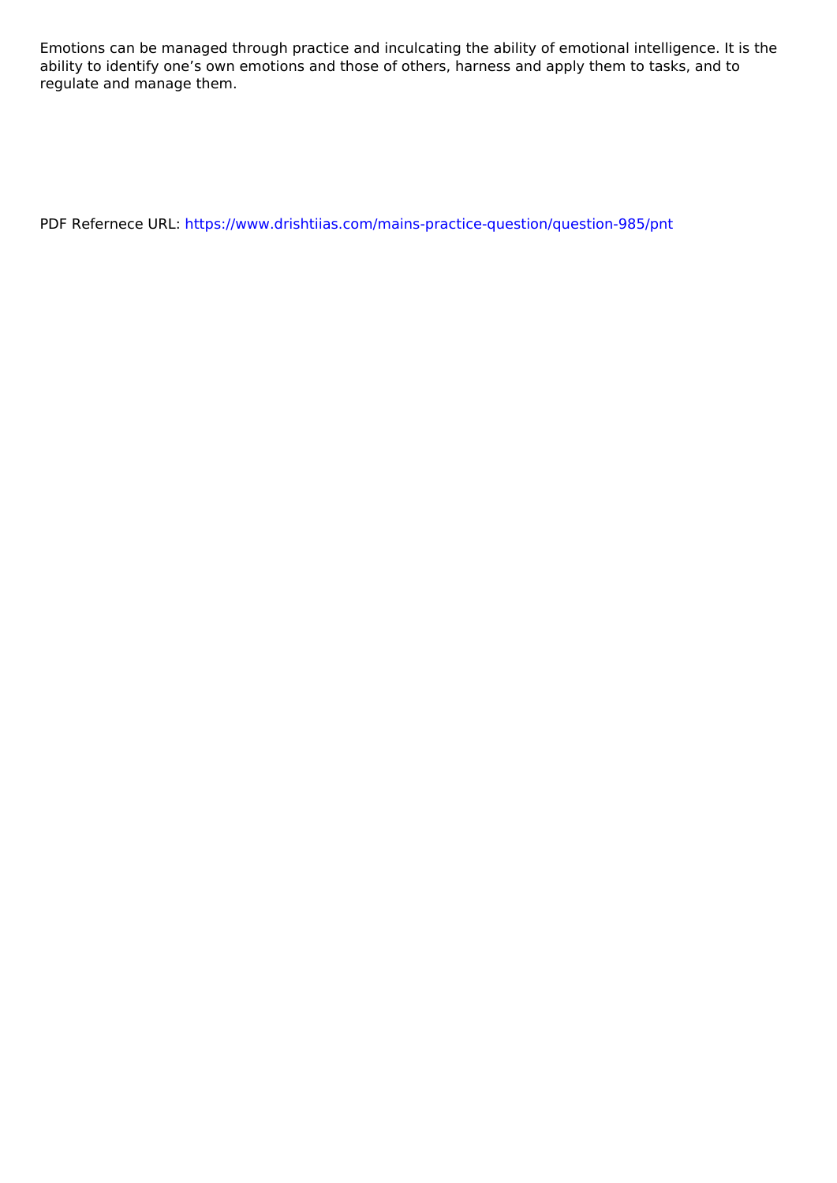Emotions can be managed through practice and inculcating the ability of emotional intelligence. It is the ability to identify one's own emotions and those of others, harness and apply them to tasks, and to regulate and manage them.

PDF Refernece URL: https://www.drishtiias.com/mains-practice-question/question-985/pnt